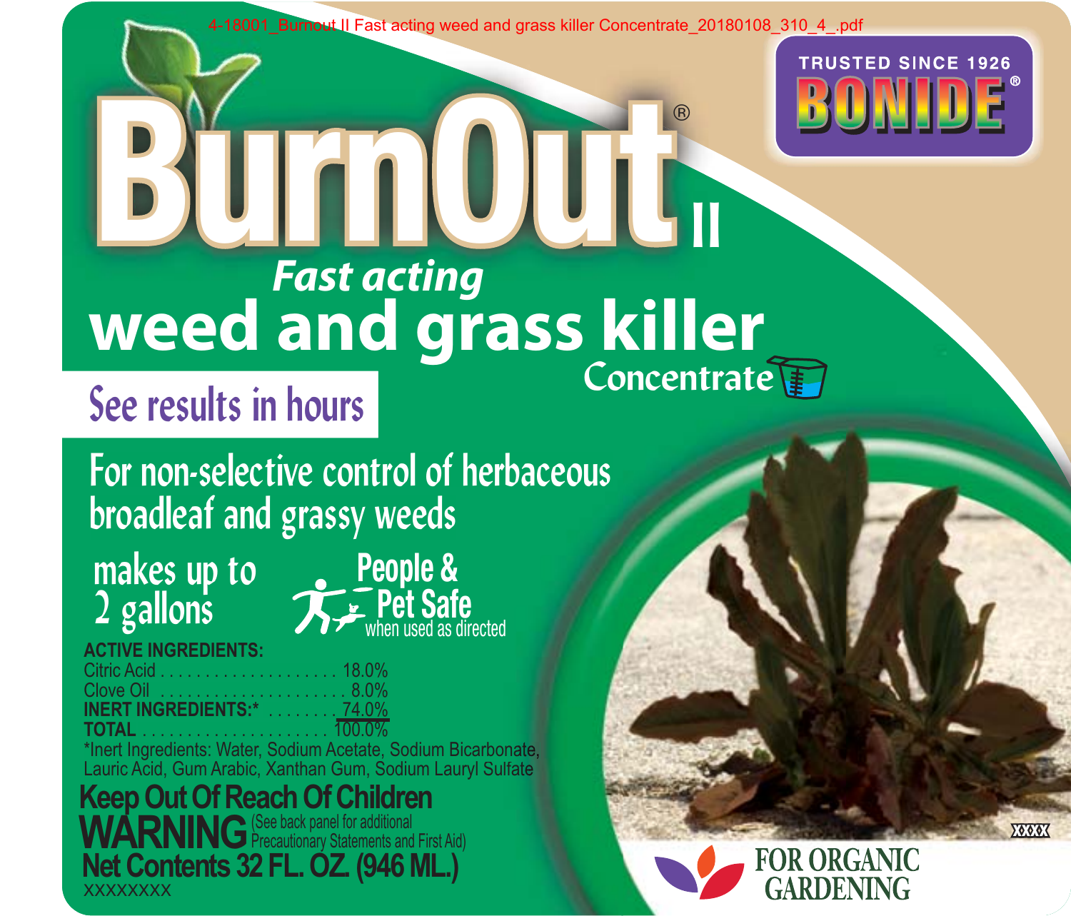4-18001_Burnout II Fast acting weed and grass killer Concentrate_20180108_310_4_.pdf

TRUSTED SINCE 1926

BONIDE®

# BurnOut® II

*Fast acting*

## weed and grass killer

Concentrate

See results in hours

For non-selective control of herbaceous broadleaf and grassy weeds

makes up to 2 gallons

People & Pet Safe when used as directed

**ACTIVE INGREDIENTS:**

| | |
|---|---|
| Citric Acid | 18.0% |
| Clove Oil | 8.0% |
| **INERT INGREDIENTS:*** | 74.0% |
| **TOTAL** | 100.0% |

*Inert Ingredients: Water, Sodium Acetate, Sodium Bicarbonate, Lauric Acid, Gum Arabic, Xanthan Gum, Sodium Lauryl Sulfate

**Keep Out Of Reach Of Children**

**WARNING** (See back panel for additional Precautionary Statements and First Aid)

**Net Contents 32 FL. OZ. (946 ML.)**

XXXXXXXX

XXXX

FOR ORGANIC GARDENING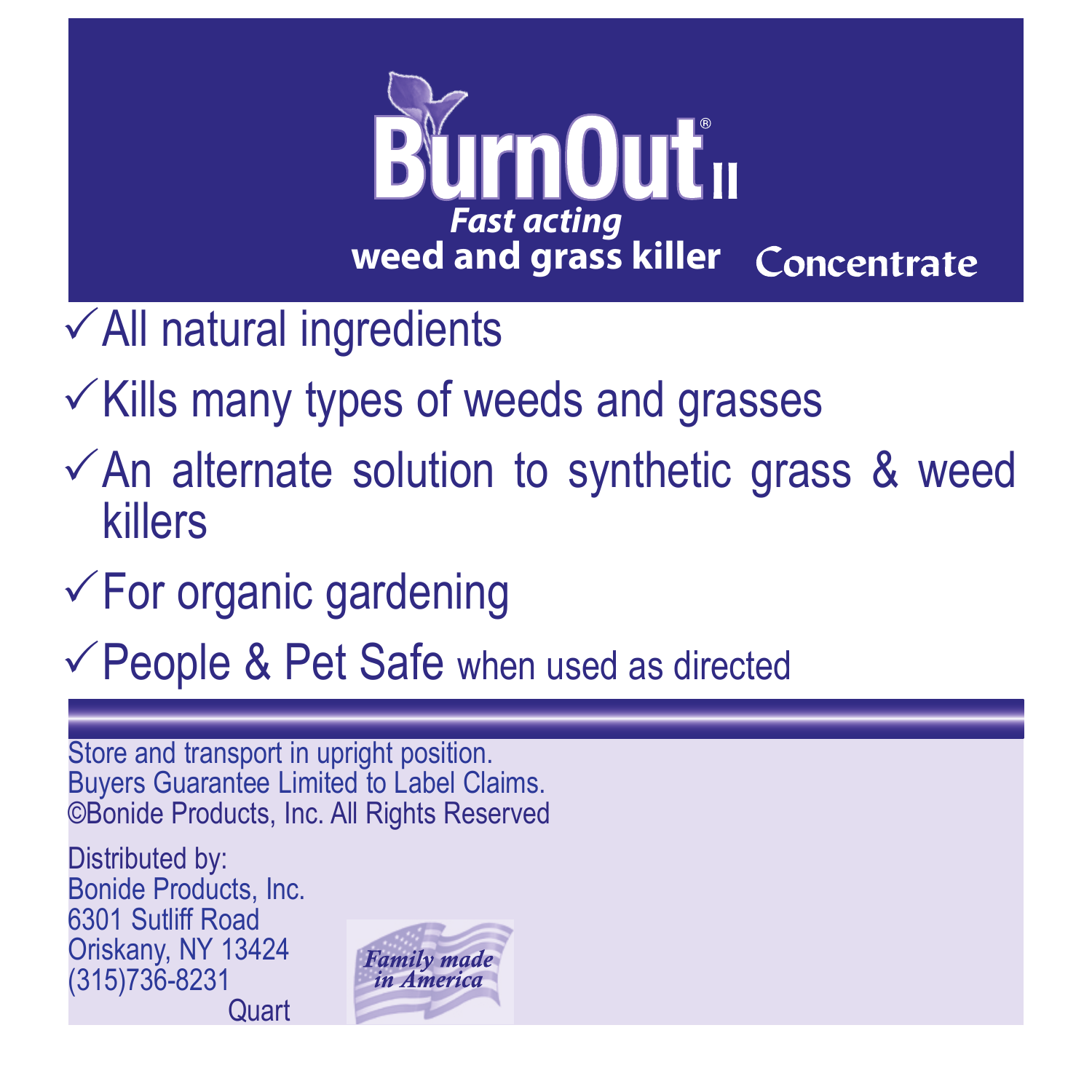# BurnOut® II

***Fast acting***
**weed and grass killer** **Concentrate**

- ✓ All natural ingredients
- ✓ Kills many types of weeds and grasses
- ✓ An alternate solution to synthetic grass & weed killers
- ✓ For organic gardening
- ✓ People & Pet Safe when used as directed

Store and transport in upright position.
Buyers Guarantee Limited to Label Claims.
©Bonide Products, Inc. All Rights Reserved

Distributed by:
Bonide Products, Inc.
6301 Sutliff Road
Oriskany, NY 13424
(315)736-8231

Quart

*Family made in America*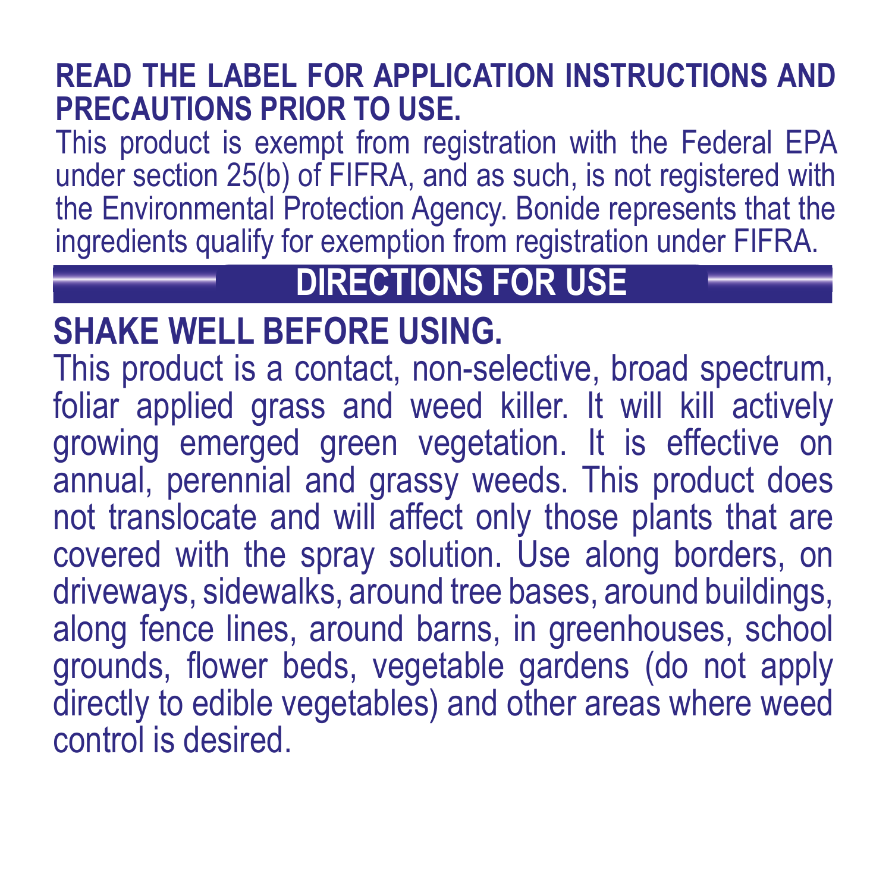**READ THE LABEL FOR APPLICATION INSTRUCTIONS AND PRECAUTIONS PRIOR TO USE.**

This product is exempt from registration with the Federal EPA under section 25(b) of FIFRA, and as such, is not registered with the Environmental Protection Agency. Bonide represents that the ingredients qualify for exemption from registration under FIFRA.

## DIRECTIONS FOR USE

**SHAKE WELL BEFORE USING.**

This product is a contact, non-selective, broad spectrum, foliar applied grass and weed killer. It will kill actively growing emerged green vegetation. It is effective on annual, perennial and grassy weeds. This product does not translocate and will affect only those plants that are covered with the spray solution. Use along borders, on driveways, sidewalks, around tree bases, around buildings, along fence lines, around barns, in greenhouses, school grounds, flower beds, vegetable gardens (do not apply directly to edible vegetables) and other areas where weed control is desired.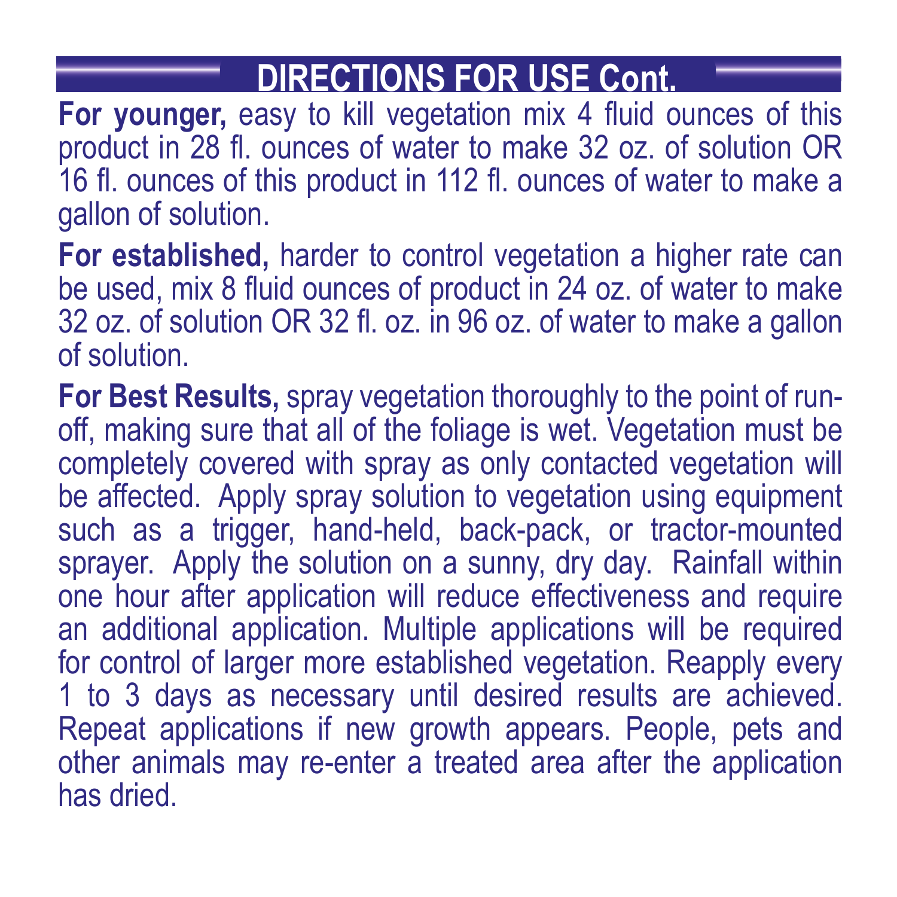## DIRECTIONS FOR USE Cont.

**For younger,** easy to kill vegetation mix 4 fluid ounces of this product in 28 fl. ounces of water to make 32 oz. of solution OR 16 fl. ounces of this product in 112 fl. ounces of water to make a gallon of solution.

**For established,** harder to control vegetation a higher rate can be used, mix 8 fluid ounces of product in 24 oz. of water to make 32 oz. of solution OR 32 fl. oz. in 96 oz. of water to make a gallon of solution.

**For Best Results,** spray vegetation thoroughly to the point of run-off, making sure that all of the foliage is wet. Vegetation must be completely covered with spray as only contacted vegetation will be affected. Apply spray solution to vegetation using equipment such as a trigger, hand-held, back-pack, or tractor-mounted sprayer. Apply the solution on a sunny, dry day. Rainfall within one hour after application will reduce effectiveness and require an additional application. Multiple applications will be required for control of larger more established vegetation. Reapply every 1 to 3 days as necessary until desired results are achieved. Repeat applications if new growth appears. People, pets and other animals may re-enter a treated area after the application has dried.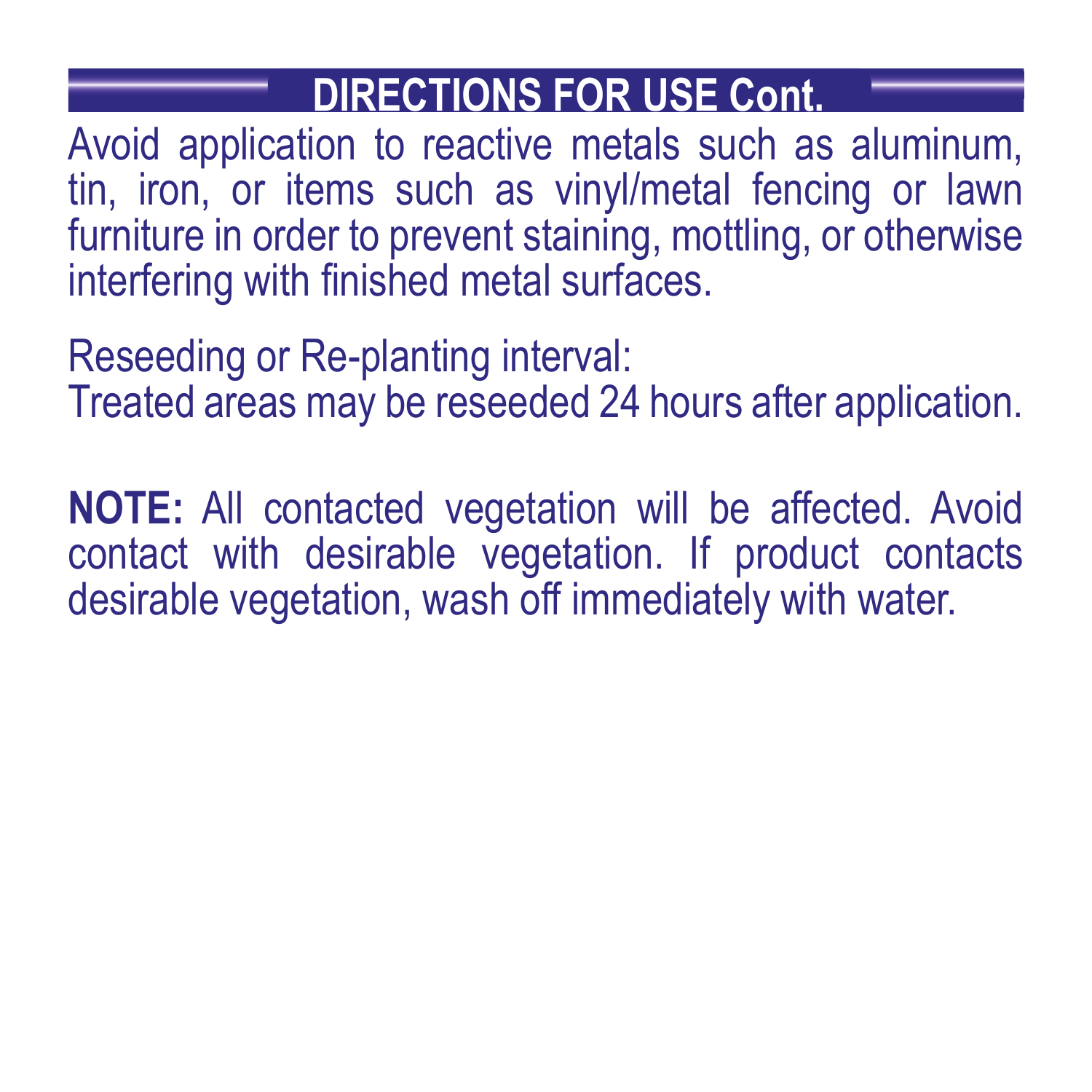## DIRECTIONS FOR USE Cont.

Avoid application to reactive metals such as aluminum, tin, iron, or items such as vinyl/metal fencing or lawn furniture in order to prevent staining, mottling, or otherwise interfering with finished metal surfaces.

Reseeding or Re-planting interval:
Treated areas may be reseeded 24 hours after application.

**NOTE:** All contacted vegetation will be affected. Avoid contact with desirable vegetation. If product contacts desirable vegetation, wash off immediately with water.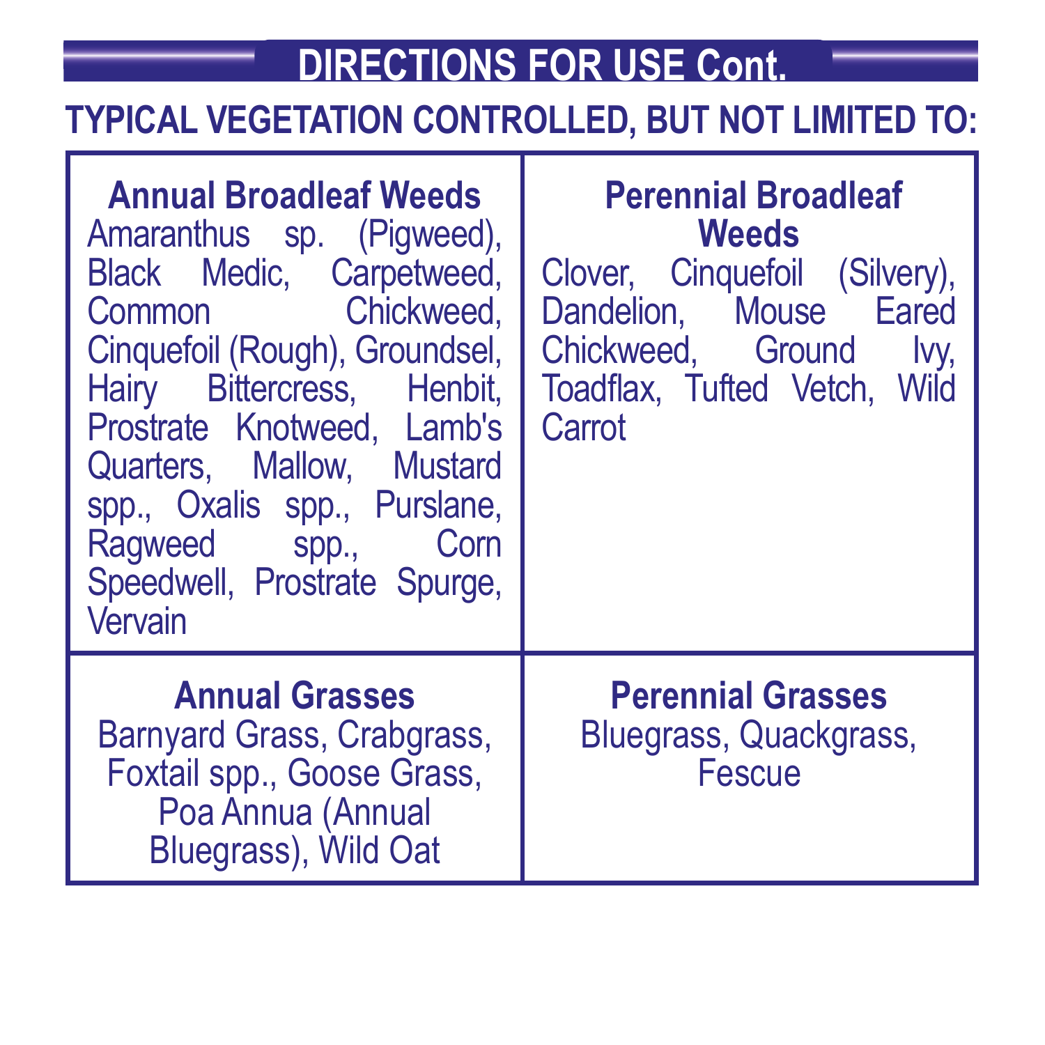## DIRECTIONS FOR USE Cont.

### TYPICAL VEGETATION CONTROLLED, BUT NOT LIMITED TO:

| **Annual Broadleaf Weeds** | **Perennial Broadleaf Weeds** |
|---|---|
| Amaranthus sp. (Pigweed), Black Medic, Carpetweed, Common Chickweed, Cinquefoil (Rough), Groundsel, Hairy Bittercress, Henbit, Prostrate Knotweed, Lamb's Quarters, Mallow, Mustard spp., Oxalis spp., Purslane, Ragweed spp., Corn Speedwell, Prostrate Spurge, Vervain | Clover, Cinquefoil (Silvery), Dandelion, Mouse Eared Chickweed, Ground Ivy, Toadflax, Tufted Vetch, Wild Carrot |
| **Annual Grasses** | **Perennial Grasses** |
| Barnyard Grass, Crabgrass, Foxtail spp., Goose Grass, Poa Annua (Annual Bluegrass), Wild Oat | Bluegrass, Quackgrass, Fescue |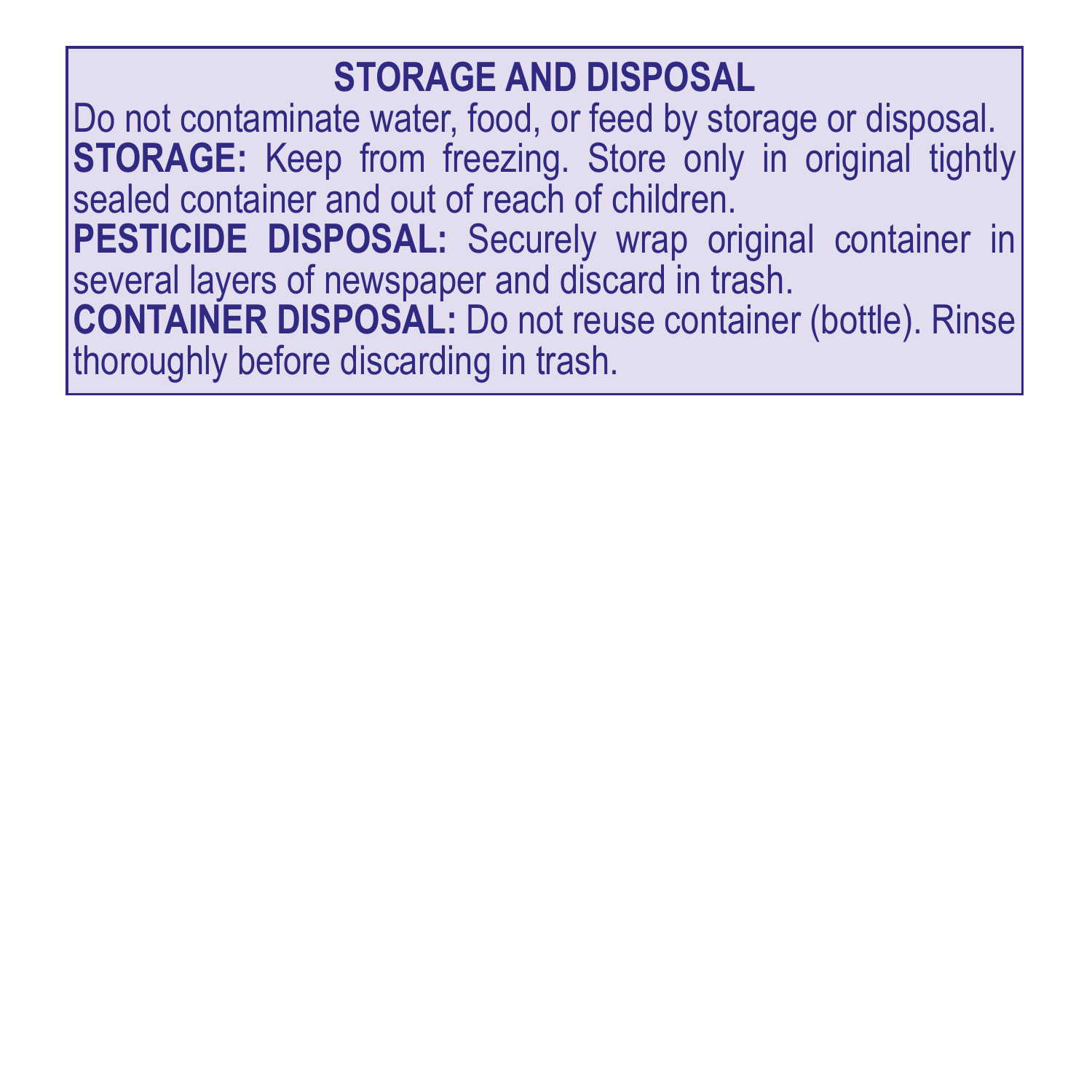## STORAGE AND DISPOSAL

Do not contaminate water, food, or feed by storage or disposal.

**STORAGE:** Keep from freezing. Store only in original tightly sealed container and out of reach of children.

**PESTICIDE DISPOSAL:** Securely wrap original container in several layers of newspaper and discard in trash.

**CONTAINER DISPOSAL:** Do not reuse container (bottle). Rinse thoroughly before discarding in trash.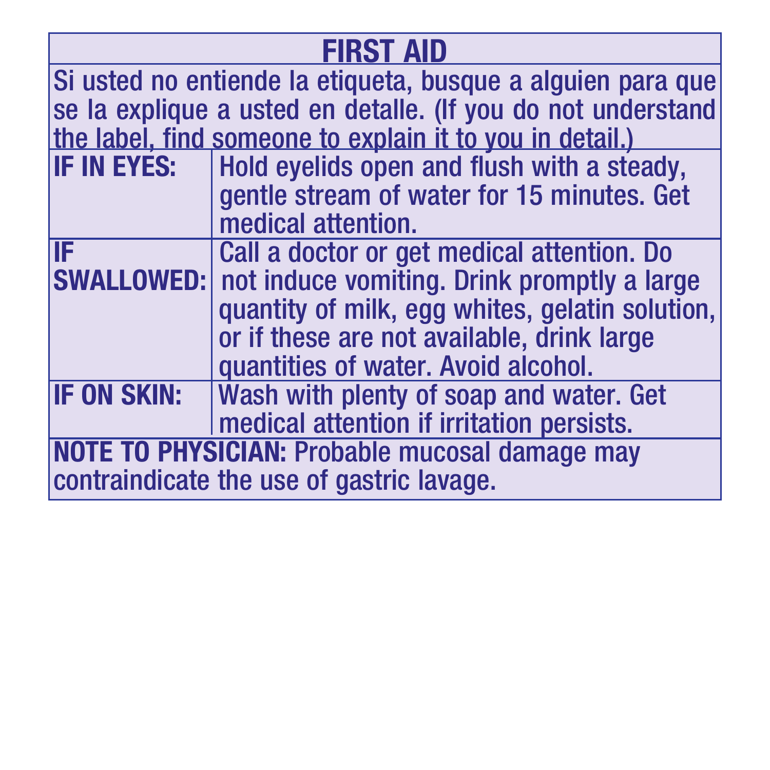## FIRST AID

Si usted no entiende la etiqueta, busque a alguien para que se la explique a usted en detalle. (If you do not understand the label, find someone to explain it to you in detail.)

| | |
|---|---|
| **IF IN EYES:** | Hold eyelids open and flush with a steady, gentle stream of water for 15 minutes. Get medical attention. |
| **IF SWALLOWED:** | Call a doctor or get medical attention. Do not induce vomiting. Drink promptly a large quantity of milk, egg whites, gelatin solution, or if these are not available, drink large quantities of water. Avoid alcohol. |
| **IF ON SKIN:** | Wash with plenty of soap and water. Get medical attention if irritation persists. |

**NOTE TO PHYSICIAN:** Probable mucosal damage may contraindicate the use of gastric lavage.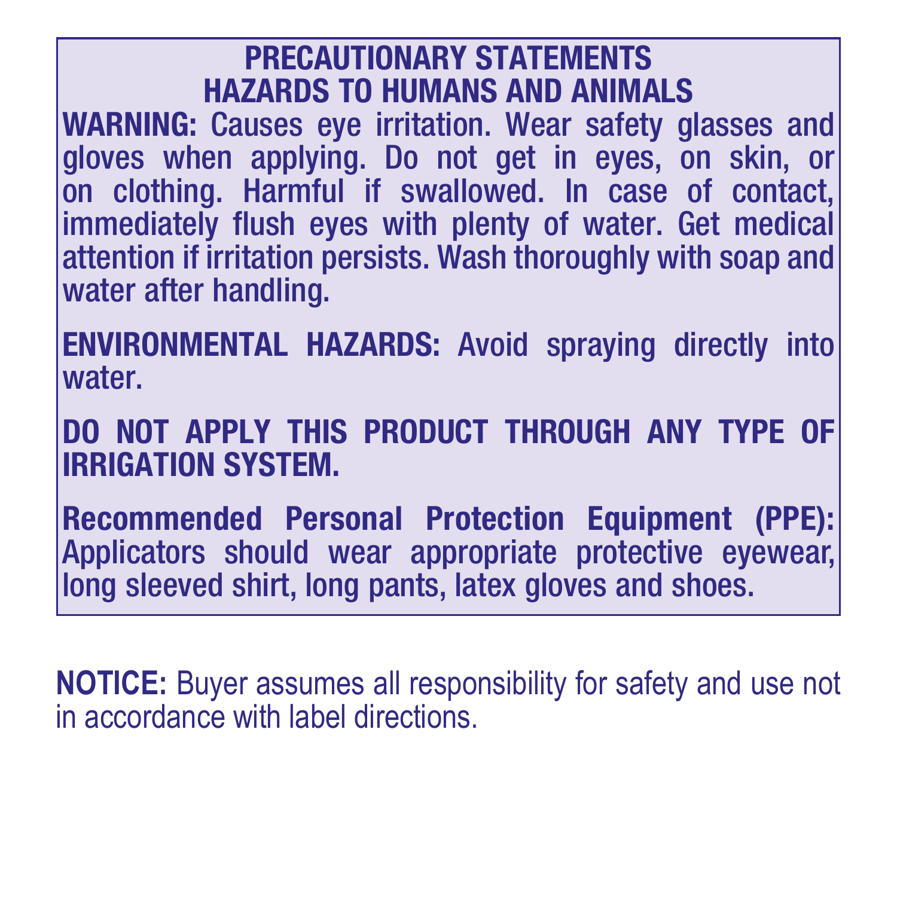## PRECAUTIONARY STATEMENTS
## HAZARDS TO HUMANS AND ANIMALS

**WARNING:** Causes eye irritation. Wear safety glasses and gloves when applying. Do not get in eyes, on skin, or on clothing. Harmful if swallowed. In case of contact, immediately flush eyes with plenty of water. Get medical attention if irritation persists. Wash thoroughly with soap and water after handling.

**ENVIRONMENTAL HAZARDS:** Avoid spraying directly into water.

**DO NOT APPLY THIS PRODUCT THROUGH ANY TYPE OF IRRIGATION SYSTEM.**

**Recommended Personal Protection Equipment (PPE):** Applicators should wear appropriate protective eyewear, long sleeved shirt, long pants, latex gloves and shoes.

**NOTICE:** Buyer assumes all responsibility for safety and use not in accordance with label directions.